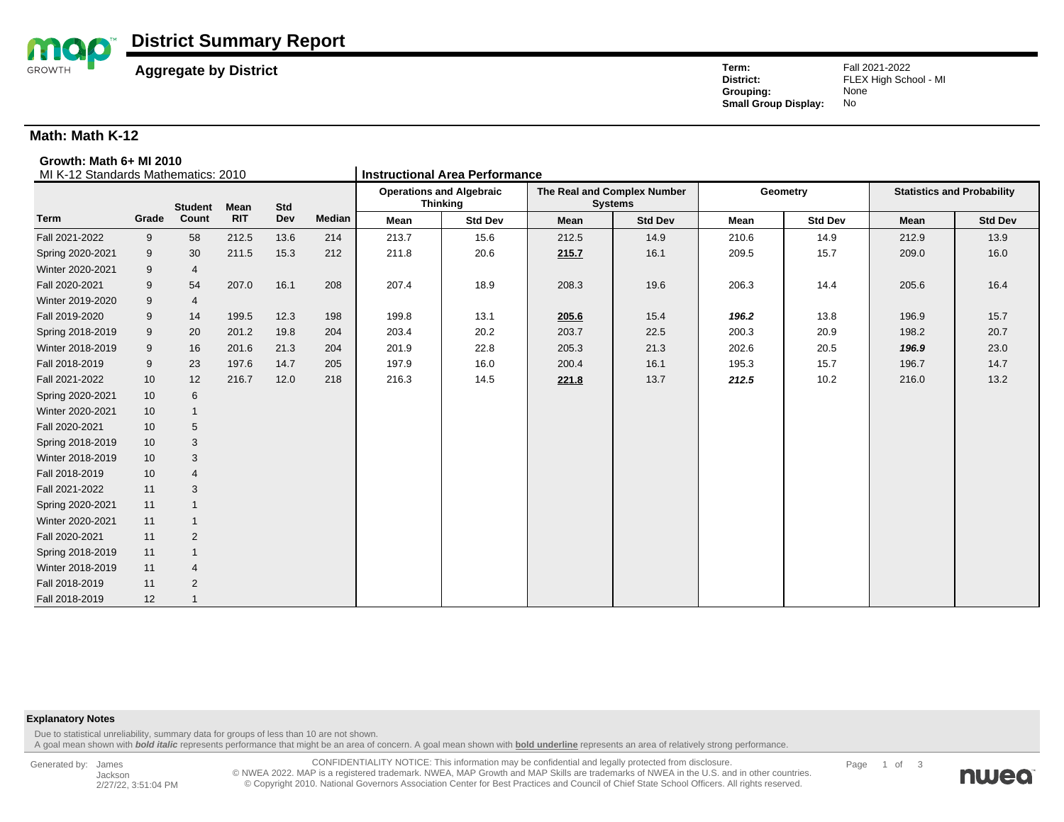# District Summary Report

**Aggregate by District**

**Term:** Fall 2021-2022
**District:** FLEX High School - MI
**Grouping:** None
**Small Group Display:** No

## Math: Math K-12

**Growth: Math 6+ MI 2010**

MI K-12 Standards Mathematics: 2010

| | | | | | | Instructional Area Performance | | | | | | | |
|---|---|---|---|---|---|---|---|---|---|---|---|---|---|
| | | | | | | Operations and Algebraic Thinking | | The Real and Complex Number Systems | | Geometry | | Statistics and Probability | |
| Term | Grade | Student Count | Mean RIT | Std Dev | Median | Mean | Std Dev | Mean | Std Dev | Mean | Std Dev | Mean | Std Dev |
| Fall 2021-2022 | 9 | 58 | 212.5 | 13.6 | 214 | 213.7 | 15.6 | 212.5 | 14.9 | 210.6 | 14.9 | 212.9 | 13.9 |
| Spring 2020-2021 | 9 | 30 | 211.5 | 15.3 | 212 | 211.8 | 20.6 | **215.7** | 16.1 | 209.5 | 15.7 | 209.0 | 16.0 |
| Winter 2020-2021 | 9 | 4 | | | | | | | | | | | |
| Fall 2020-2021 | 9 | 54 | 207.0 | 16.1 | 208 | 207.4 | 18.9 | 208.3 | 19.6 | 206.3 | 14.4 | 205.6 | 16.4 |
| Winter 2019-2020 | 9 | 4 | | | | | | | | | | | |
| Fall 2019-2020 | 9 | 14 | 199.5 | 12.3 | 198 | 199.8 | 13.1 | **205.6** | 15.4 | ***196.2*** | 13.8 | 196.9 | 15.7 |
| Spring 2018-2019 | 9 | 20 | 201.2 | 19.8 | 204 | 203.4 | 20.2 | 203.7 | 22.5 | 200.3 | 20.9 | 198.2 | 20.7 |
| Winter 2018-2019 | 9 | 16 | 201.6 | 21.3 | 204 | 201.9 | 22.8 | 205.3 | 21.3 | 202.6 | 20.5 | ***196.9*** | 23.0 |
| Fall 2018-2019 | 9 | 23 | 197.6 | 14.7 | 205 | 197.9 | 16.0 | 200.4 | 16.1 | 195.3 | 15.7 | 196.7 | 14.7 |
| Fall 2021-2022 | 10 | 12 | 216.7 | 12.0 | 218 | 216.3 | 14.5 | **221.8** | 13.7 | ***212.5*** | 10.2 | 216.0 | 13.2 |
| Spring 2020-2021 | 10 | 6 | | | | | | | | | | | |
| Winter 2020-2021 | 10 | 1 | | | | | | | | | | | |
| Fall 2020-2021 | 10 | 5 | | | | | | | | | | | |
| Spring 2018-2019 | 10 | 3 | | | | | | | | | | | |
| Winter 2018-2019 | 10 | 3 | | | | | | | | | | | |
| Fall 2018-2019 | 10 | 4 | | | | | | | | | | | |
| Fall 2021-2022 | 11 | 3 | | | | | | | | | | | |
| Spring 2020-2021 | 11 | 1 | | | | | | | | | | | |
| Winter 2020-2021 | 11 | 1 | | | | | | | | | | | |
| Fall 2020-2021 | 11 | 2 | | | | | | | | | | | |
| Spring 2018-2019 | 11 | 1 | | | | | | | | | | | |
| Winter 2018-2019 | 11 | 4 | | | | | | | | | | | |
| Fall 2018-2019 | 11 | 2 | | | | | | | | | | | |
| Fall 2018-2019 | 12 | 1 | | | | | | | | | | | |

**Explanatory Notes**

Due to statistical unreliability, summary data for groups of less than 10 are not shown.
A goal mean shown with ***bold italic*** represents performance that might be an area of concern. A goal mean shown with **bold underline** represents an area of relatively strong performance.

Generated by: James Jackson 2/27/22, 3:51:04 PM

CONFIDENTIALITY NOTICE: This information may be confidential and legally protected from disclosure.
© NWEA 2022. MAP is a registered trademark. NWEA, MAP Growth and MAP Skills are trademarks of NWEA in the U.S. and in other countries.
© Copyright 2010. National Governors Association Center for Best Practices and Council of Chief State School Officers. All rights reserved.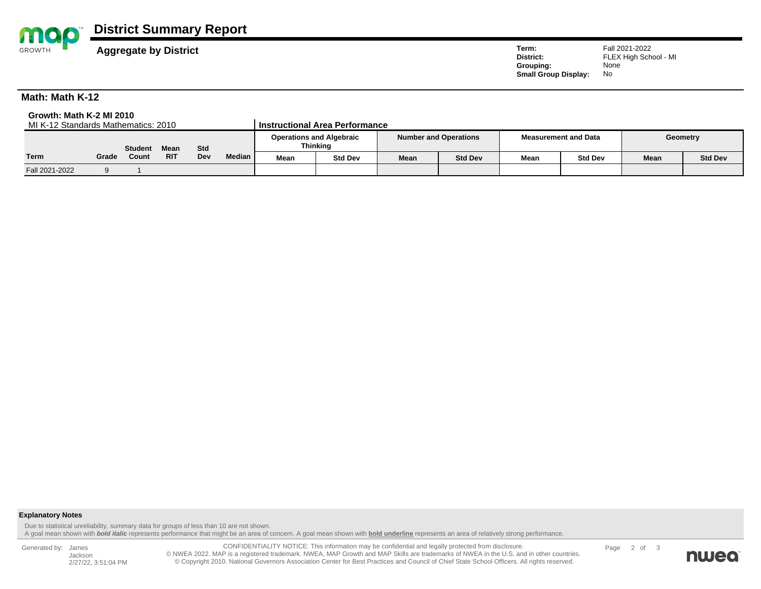# District Summary Report

**Aggregate by District**

**Term:** Fall 2021-2022
**District:** FLEX High School - MI
**Grouping:** None
**Small Group Display:** No

## Math: Math K-12

**Growth: Math K-2 MI 2010**

MI K-12 Standards Mathematics: 2010

| | | | | | | Instructional Area Performance | | | | | | | |
|---|---|---|---|---|---|---|---|---|---|---|---|---|---|
| | | | | | | Operations and Algebraic Thinking | | Number and Operations | | Measurement and Data | | Geometry | |
| Term | Grade | Student Count | Mean RIT | Std Dev | Median | Mean | Std Dev | Mean | Std Dev | Mean | Std Dev | Mean | Std Dev |
| Fall 2021-2022 | 9 | 1 | | | | | | | | | | | |

**Explanatory Notes**

Due to statistical unreliability, summary data for groups of less than 10 are not shown.
A goal mean shown with ***bold italic*** represents performance that might be an area of concern. A goal mean shown with **<u>bold underline</u>** represents an area of relatively strong performance.

Generated by: James Jackson 2/27/22, 3:51:04 PM

CONFIDENTIALITY NOTICE: This information may be confidential and legally protected from disclosure.
© NWEA 2022. MAP is a registered trademark. NWEA, MAP Growth and MAP Skills are trademarks of NWEA in the U.S. and in other countries.
© Copyright 2010. National Governors Association Center for Best Practices and Council of Chief State School Officers. All rights reserved.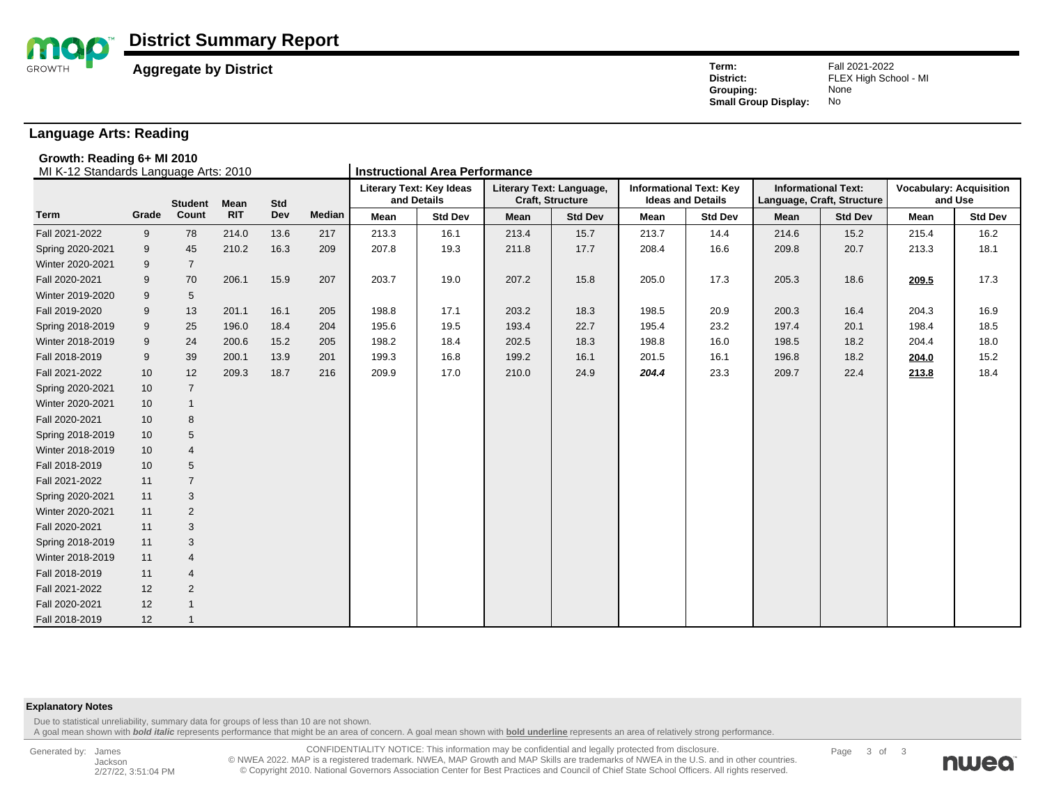# District Summary Report

**Aggregate by District**

**Term:** Fall 2021-2022
**District:** FLEX High School - MI
**Grouping:** None
**Small Group Display:** No

## Language Arts: Reading

**Growth: Reading 6+ MI 2010**
MI K-12 Standards Language Arts: 2010

| | | | | | | Instructional Area Performance | | | | | | | | | |
|---|---|---|---|---|---|---|---|---|---|---|---|---|---|---|---|
| | | | | | | Literary Text: Key Ideas and Details | | Literary Text: Language, Craft, Structure | | Informational Text: Key Ideas and Details | | Informational Text: Language, Craft, Structure | | Vocabulary: Acquisition and Use | |
| Term | Grade | Student Count | Mean RIT | Std Dev | Median | Mean | Std Dev | Mean | Std Dev | Mean | Std Dev | Mean | Std Dev | Mean | Std Dev |
| Fall 2021-2022 | 9 | 78 | 214.0 | 13.6 | 217 | 213.3 | 16.1 | 213.4 | 15.7 | 213.7 | 14.4 | 214.6 | 15.2 | 215.4 | 16.2 |
| Spring 2020-2021 | 9 | 45 | 210.2 | 16.3 | 209 | 207.8 | 19.3 | 211.8 | 17.7 | 208.4 | 16.6 | 209.8 | 20.7 | 213.3 | 18.1 |
| Winter 2020-2021 | 9 | 7 | | | | | | | | | | | | | |
| Fall 2020-2021 | 9 | 70 | 206.1 | 15.9 | 207 | 203.7 | 19.0 | 207.2 | 15.8 | 205.0 | 17.3 | 205.3 | 18.6 | **209.5** | 17.3 |
| Winter 2019-2020 | 9 | 5 | | | | | | | | | | | | | |
| Fall 2019-2020 | 9 | 13 | 201.1 | 16.1 | 205 | 198.8 | 17.1 | 203.2 | 18.3 | 198.5 | 20.9 | 200.3 | 16.4 | 204.3 | 16.9 |
| Spring 2018-2019 | 9 | 25 | 196.0 | 18.4 | 204 | 195.6 | 19.5 | 193.4 | 22.7 | 195.4 | 23.2 | 197.4 | 20.1 | 198.4 | 18.5 |
| Winter 2018-2019 | 9 | 24 | 200.6 | 15.2 | 205 | 198.2 | 18.4 | 202.5 | 18.3 | 198.8 | 16.0 | 198.5 | 18.2 | 204.4 | 18.0 |
| Fall 2018-2019 | 9 | 39 | 200.1 | 13.9 | 201 | 199.3 | 16.8 | 199.2 | 16.1 | 201.5 | 16.1 | 196.8 | 18.2 | **204.0** | 15.2 |
| Fall 2021-2022 | 10 | 12 | 209.3 | 18.7 | 216 | 209.9 | 17.0 | 210.0 | 24.9 | ***204.4*** | 23.3 | 209.7 | 22.4 | **213.8** | 18.4 |
| Spring 2020-2021 | 10 | 7 | | | | | | | | | | | | | |
| Winter 2020-2021 | 10 | 1 | | | | | | | | | | | | | |
| Fall 2020-2021 | 10 | 8 | | | | | | | | | | | | | |
| Spring 2018-2019 | 10 | 5 | | | | | | | | | | | | | |
| Winter 2018-2019 | 10 | 4 | | | | | | | | | | | | | |
| Fall 2018-2019 | 10 | 5 | | | | | | | | | | | | | |
| Fall 2021-2022 | 11 | 7 | | | | | | | | | | | | | |
| Spring 2020-2021 | 11 | 3 | | | | | | | | | | | | | |
| Winter 2020-2021 | 11 | 2 | | | | | | | | | | | | | |
| Fall 2020-2021 | 11 | 3 | | | | | | | | | | | | | |
| Spring 2018-2019 | 11 | 3 | | | | | | | | | | | | | |
| Winter 2018-2019 | 11 | 4 | | | | | | | | | | | | | |
| Fall 2018-2019 | 11 | 4 | | | | | | | | | | | | | |
| Fall 2021-2022 | 12 | 2 | | | | | | | | | | | | | |
| Fall 2020-2021 | 12 | 1 | | | | | | | | | | | | | |
| Fall 2018-2019 | 12 | 1 | | | | | | | | | | | | | |

**Explanatory Notes**

Due to statistical unreliability, summary data for groups of less than 10 are not shown.
A goal mean shown with ***bold italic*** represents performance that might be an area of concern. A goal mean shown with **bold underline** represents an area of relatively strong performance.

Generated by: James Jackson 2/27/22, 3:51:04 PM

CONFIDENTIALITY NOTICE: This information may be confidential and legally protected from disclosure.
© NWEA 2022. MAP is a registered trademark. NWEA, MAP Growth and MAP Skills are trademarks of NWEA in the U.S. and in other countries.
© Copyright 2010. National Governors Association Center for Best Practices and Council of Chief State School Officers. All rights reserved.